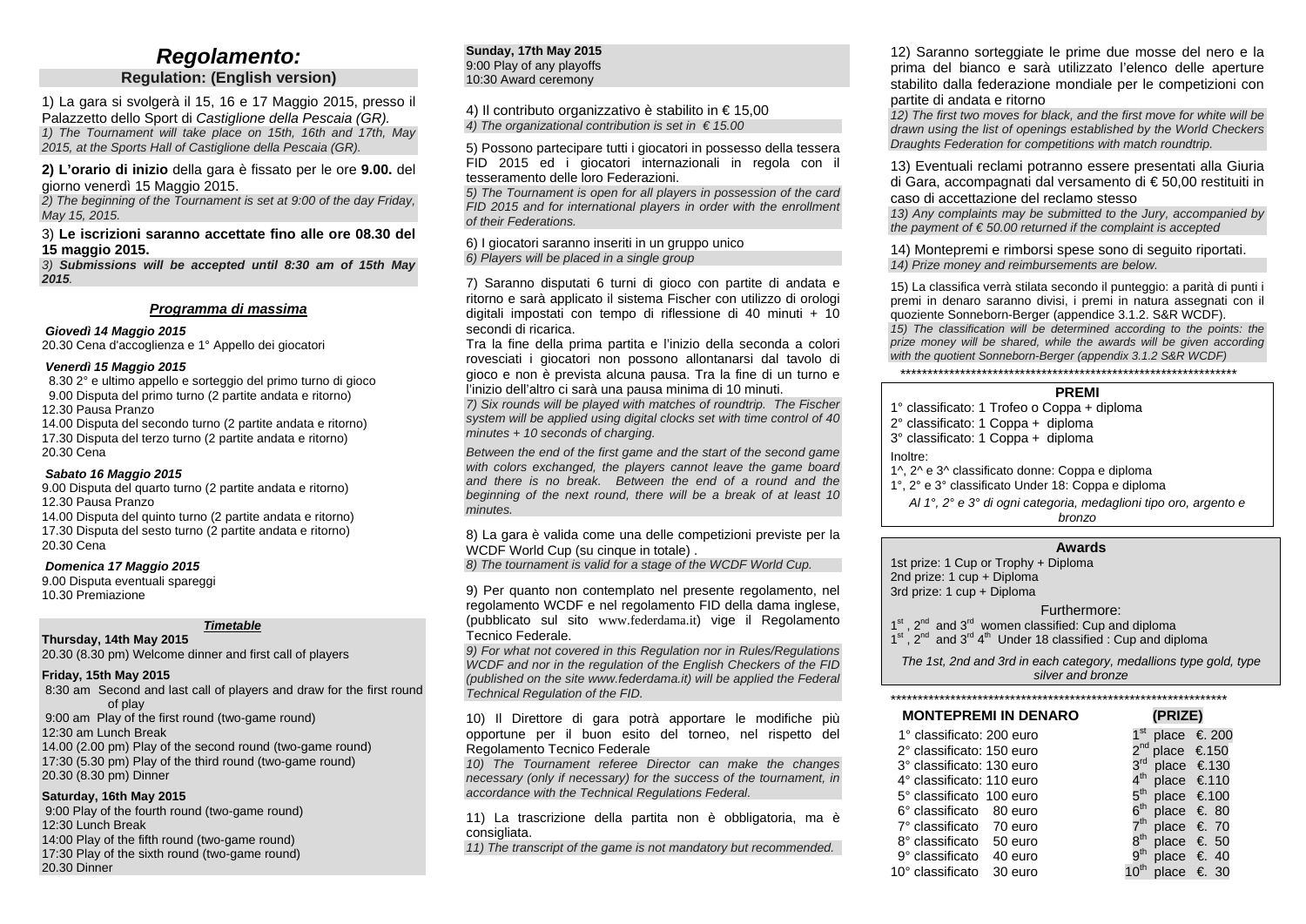# *Regolamento:*

## Regulation: (English version)

1) La gara si svolgerà il 15, 16 e 17 Maggio 2015, presso il Palazzetto dello Sport di *Castiglione della Pescaia (GR).*

*1) The Tournament will take place on 15th, 16th and 17th, May 2015, at the Sports Hall of Castiglione della Pescaia (GR).*

**2) L'orario di inizio** della gara è fissato per le ore **9.00.** del giorno venerdì 15 Maggio 2015.

*2) The beginning of the Tournament is set at 9:00 of the day Friday, May 15, 2015.*

3) **Le iscrizioni saranno accettate fino alle ore 08.30 del 15 maggio 2015.**

*3) **Submissions will be accepted until 8:30 am of 15th May 2015**.*

### *Programma di massima*

***Giovedì 14 Maggio 2015***

20.30 Cena d'accoglienza e 1° Appello dei giocatori

***Venerdì 15 Maggio 2015***

8.30 2° e ultimo appello e sorteggio del primo turno di gioco
9.00 Disputa del primo turno (2 partite andata e ritorno)
12.30 Pausa Pranzo
14.00 Disputa del secondo turno (2 partite andata e ritorno)
17.30 Disputa del terzo turno (2 partite andata e ritorno)
20.30 Cena

***Sabato 16 Maggio 2015***

9.00 Disputa del quarto turno (2 partite andata e ritorno)
12.30 Pausa Pranzo
14.00 Disputa del quinto turno (2 partite andata e ritorno)
17.30 Disputa del sesto turno (2 partite andata e ritorno)
20.30 Cena

***Domenica 17 Maggio 2015***

9.00 Disputa eventuali spareggi
10.30 Premiazione

### *Timetable*

**Thursday, 14th May 2015**

20.30 (8.30 pm) Welcome dinner and first call of players

**Friday, 15th May 2015**

8:30 am Second and last call of players and draw for the first round of play
9:00 am Play of the first round (two-game round)
12:30 am Lunch Break
14.00 (2.00 pm) Play of the second round (two-game round)
17:30 (5.30 pm) Play of the third round (two-game round)
20.30 (8.30 pm) Dinner

**Saturday, 16th May 2015**

9:00 Play of the fourth round (two-game round)
12:30 Lunch Break
14:00 Play of the fifth round (two-game round)
17:30 Play of the sixth round (two-game round)
20.30 Dinner

**Sunday, 17th May 2015**

9:00 Play of any playoffs
10:30 Award ceremony

4) Il contributo organizzativo è stabilito in € 15,00

*4) The organizational contribution is set in € 15.00*

5) Possono partecipare tutti i giocatori in possesso della tessera FID 2015 ed i giocatori internazionali in regola con il tesseramento delle loro Federazioni.

*5) The Tournament is open for all players in possession of the card FID 2015 and for international players in order with the enrollment of their Federations.*

6) I giocatori saranno inseriti in un gruppo unico

*6) Players will be placed in a single group*

7) Saranno disputati 6 turni di gioco con partite di andata e ritorno e sarà applicato il sistema Fischer con utilizzo di orologi digitali impostati con tempo di riflessione di 40 minuti + 10 secondi di ricarica.

Tra la fine della prima partita e l'inizio della seconda a colori rovesciati i giocatori non possono allontanarsi dal tavolo di gioco e non è prevista alcuna pausa. Tra la fine di un turno e l'inizio dell'altro ci sarà una pausa minima di 10 minuti.

*7) Six rounds will be played with matches of roundtrip. The Fischer system will be applied using digital clocks set with time control of 40 minutes + 10 seconds of charging.*

*Between the end of the first game and the start of the second game with colors exchanged, the players cannot leave the game board and there is no break. Between the end of a round and the beginning of the next round, there will be a break of at least 10 minutes.*

8) La gara è valida come una delle competizioni previste per la WCDF World Cup (su cinque in totale) .

*8) The tournament is valid for a stage of the WCDF World Cup.*

9) Per quanto non contemplato nel presente regolamento, nel regolamento WCDF e nel regolamento FID della dama inglese, (pubblicato sul sito www.federdama.it) vige il Regolamento Tecnico Federale.

*9) For what not covered in this Regulation nor in Rules/Regulations WCDF and nor in the regulation of the English Checkers of the FID (published on the site www.federdama.it) will be applied the Federal Technical Regulation of the FID.*

10) Il Direttore di gara potrà apportare le modifiche più opportune per il buon esito del torneo, nel rispetto del Regolamento Tecnico Federale

*10) The Tournament referee Director can make the changes necessary (only if necessary) for the success of the tournament, in accordance with the Technical Regulations Federal.*

11) La trascrizione della partita non è obbligatoria, ma è consigliata.

*11) The transcript of the game is not mandatory but recommended.*

12) Saranno sorteggiate le prime due mosse del nero e la prima del bianco e sarà utilizzato l'elenco delle aperture stabilito dalla federazione mondiale per le competizioni con partite di andata e ritorno

*12) The first two moves for black, and the first move for white will be drawn using the list of openings established by the World Checkers Draughts Federation for competitions with match roundtrip.*

13) Eventuali reclami potranno essere presentati alla Giuria di Gara, accompagnati dal versamento di € 50,00 restituiti in caso di accettazione del reclamo stesso

*13) Any complaints may be submitted to the Jury, accompanied by the payment of € 50.00 returned if the complaint is accepted*

14) Montepremi e rimborsi spese sono di seguito riportati.

*14) Prize money and reimbursements are below.*

15) La classifica verrà stilata secondo il punteggio: a parità di punti i premi in denaro saranno divisi, i premi in natura assegnati con il quoziente Sonneborn-Berger (appendice 3.1.2. S&R WCDF).

*15) The classification will be determined according to the points: the prize money will be shared, while the awards will be given according with the quotient Sonneborn-Berger (appendix 3.1.2 S&R WCDF)*

\*\*\*\*\*\*\*\*\*\*\*\*\*\*\*\*\*\*\*\*\*\*\*\*\*\*\*\*\*\*\*\*\*\*\*\*\*\*\*\*\*\*\*\*\*\*\*\*\*\*\*\*\*\*\*\*\*\*\*\*\*\*

### PREMI

1° classificato: 1 Trofeo o Coppa + diploma
2° classificato: 1 Coppa + diploma
3° classificato: 1 Coppa + diploma

Inoltre:

1^, 2^ e 3^ classificato donne: Coppa e diploma
1°, 2° e 3° classificato Under 18: Coppa e diploma

*Al 1°, 2° e 3° di ogni categoria, medaglioni tipo oro, argento e bronzo*

### Awards

1st prize: 1 Cup or Trophy + Diploma
2nd prize: 1 cup + Diploma
3rd prize: 1 cup + Diploma

Furthermore:

1st , 2nd and 3rd women classified: Cup and diploma
1st , 2nd and 3rd 4th Under 18 classified : Cup and diploma

*The 1st, 2nd and 3rd in each category, medallions type gold, type silver and bronze*

\*\*\*\*\*\*\*\*\*\*\*\*\*\*\*\*\*\*\*\*\*\*\*\*\*\*\*\*\*\*\*\*\*\*\*\*\*\*\*\*\*\*\*\*\*\*\*\*\*\*\*\*\*\*\*\*\*\*\*\*\*\*

| MONTEPREMI IN DENARO | (PRIZE) |
|---|---|
| 1° classificato: 200 euro | 1st place €. 200 |
| 2° classificato: 150 euro | 2nd place €.150 |
| 3° classificato: 130 euro | 3rd place €.130 |
| 4° classificato: 110 euro | 4th place €.110 |
| 5° classificato 100 euro | 5th place €.100 |
| 6° classificato 80 euro | 6th place €. 80 |
| 7° classificato 70 euro | 7th place €. 70 |
| 8° classificato 50 euro | 8th place €. 50 |
| 9° classificato 40 euro | 9th place €. 40 |
| 10° classificato 30 euro | 10th place €. 30 |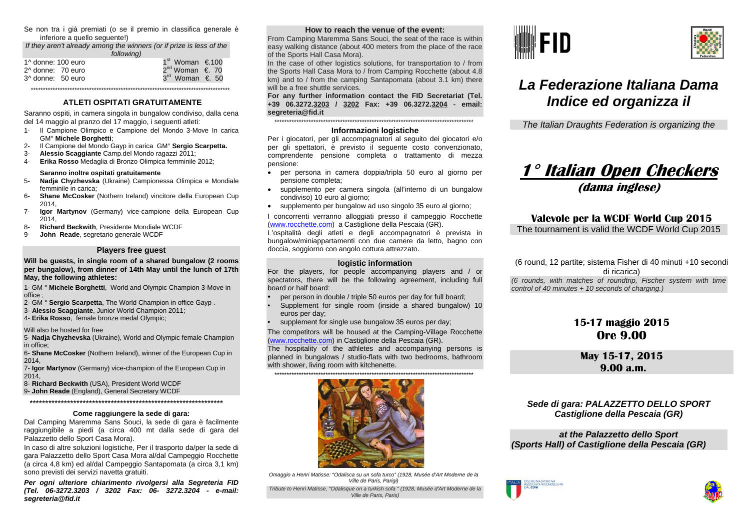Se non tra i già premiati (o se il premio in classifica generale è inferiore a quello seguente!)

*If they aren't already among the winners (or if prize is less of the following)*

| | |
|---|---|
| 1^ donne: 100 euro | 1st Woman €.100 |
| 2^ donne: 70 euro | 2nd Woman €. 70 |
| 3^ donne: 50 euro | 3rd Woman €. 50 |

*******************************************************************************

### ATLETI OSPITATI GRATUITAMENTE

Saranno ospiti, in camera singola in bungalow condiviso, dalla cena del 14 maggio al pranzo del 17 maggio, i seguenti atleti:

1- Il Campione Olimpico e Campione del Mondo 3-Move In carica GM° **Michele Borghetti**;
2- Il Campione del Mondo Gayp in carica GM° **Sergio Scarpetta.**
3- **Alessio Scaggiante** Camp.del Mondo ragazzi 2011;
4- **Erika Rosso** Medaglia di Bronzo Olimpica femminile 2012;

**Saranno inoltre ospitati gratuitamente**

5- **Nadja Chyzhevska** (Ukraine) Campionessa Olimpica e Mondiale femminile in carica;
6- **Shane McCosker** (Nothern Ireland) vincitore della European Cup 2014,
7- **Igor Martynov** (Germany) vice-campione della European Cup 2014,
8- **Richard Beckwith**, Presidente Mondiale WCDF
9- **John Reade**, segretario generale WCDF

### Players free guest

**Will be guests, in single room of a shared bungalow (2 rooms per bungalow), from dinner of 14th May until the lunch of 17th May, the following athletes:**

1- GM ° **Michele Borghetti**, World and Olympic Champion 3-Move in office ;
2- GM ° **Sergio Scarpetta**, The World Champion in office Gayp .
3- **Alessio Scaggiante**, Junior World Champion 2011;
4- **Erika Rosso**, female bronze medal Olympic;

Will also be hosted for free

5- **Nadja Chyzhevska** (Ukraine), World and Olympic female Champion in office;
6- **Shane McCosker** (Nothern Ireland), winner of the European Cup in 2014,
7- **Igor Martynov** (Germany) vice-champion of the European Cup in 2014,
8- **Richard Beckwith** (USA), President World WCDF
9- **John Reade** (England), General Secretary WCDF

*******************************************************************************

### Come raggiungere la sede di gara:

Dal Camping Maremma Sans Souci, la sede di gara è facilmente raggiungibile a piedi (a circa 400 mt dalla sede di gara del Palazzetto dello Sport Casa Mora).

In caso di altre soluzioni logistiche, Per il trasporto da/per la sede di gara Palazzetto dello Sport Casa Mora al/dal Campeggio Rocchette (a circa 4,8 km) ed al/dal Campeggio Santapomata (a circa 3,1 km) sono previsti dei servizi navetta gratuiti.

***Per ogni ulteriore chiarimento rivolgersi alla Segreteria FID (Tel. 06-3272.3203 / 3202 Fax: 06- 3272.3204 - e-mail: segreteria@fid.it***

### How to reach the venue of the event:

From Camping Maremma Sans Souci, the seat of the race is within easy walking distance (about 400 meters from the place of the race of the Sports Hall Casa Mora).

In the case of other logistics solutions, for transportation to / from the Sports Hall Casa Mora to / from Camping Rocchette (about 4.8 km) and to / from the camping Santapomata (about 3.1 km) there will be a free shuttle services.

**For any further information contact the FID Secretariat (Tel. +39 06.3272.3203 / 3202 Fax: +39 06.3272.3204 - email: segreteria@fid.it**

*******************************************************************************

### Informazioni logistiche

Per i giocatori, per gli accompagnatori al seguito dei giocatori e/o per gli spettatori, è previsto il seguente costo convenzionato, comprendente pensione completa o trattamento di mezza pensione:

- per persona in camera doppia/tripla 50 euro al giorno per pensione completa;
- supplemento per camera singola (all'interno di un bungalow condiviso) 10 euro al giorno;
- supplemento per bungalow ad uso singolo 35 euro al giorno;

I concorrenti verranno alloggiati presso il campeggio Rocchette (www.rocchette.com) a Castiglione della Pescaia (GR).

L'ospitalità degli atleti e degli accompagnatori è prevista in bungalow/miniappartamenti con due camere da letto, bagno con doccia, soggiorno con angolo cottura attrezzato.

### logistic information

For the players, for people accompanying players and / or spectators, there will be the following agreement, including full board or half board:

- per person in double / triple 50 euros per day for full board;
- Supplement for single room (inside a shared bungalow) 10 euros per day;
- supplement for single use bungalow 35 euros per day;

The competitors will be housed at the Camping-Village Rocchette (www.rocchette.com) in Castiglione della Pescaia (GR).

The hospitality of the athletes and accompanying persons is planned in bungalows / studio-flats with two bedrooms, bathroom with shower, living room with kitchenette.

*******************************************************************************

*Omaggio a Henri Matisse: "Odalisca su un sofa turco" (1928, Musée d'Art Moderne de la Ville de Paris, Parigi)*

*Tribute to Henri Matisse, "Odalisque on a turkish sofa " (1928, Musée d'Art Moderne de la Ville de Paris, Paris)*

FID

# *La Federazione Italiana Dama Indice ed organizza il*

*The Italian Draughts Federation is organizing the*

# 1° Italian Open Checkers

## (dama inglese)

### Valevole per la WCDF World Cup 2015

The tournament is valid the WCDF World Cup 2015

(6 round, 12 partite; sistema Fisher di 40 minuti +10 secondi di ricarica)

*(6 rounds, with matches of roundtrip, Fischer system with time control of 40 minutes + 10 seconds of charging.)*

**15-17 maggio 2015**
**Ore 9.00**

**May 15-17, 2015**
**9.00 a.m.**

***Sede di gara: PALAZZETTO DELLO SPORT Castiglione della Pescaia (GR)***

***at the Palazzetto dello Sport (Sports Hall) of Castiglione della Pescaia (GR)***